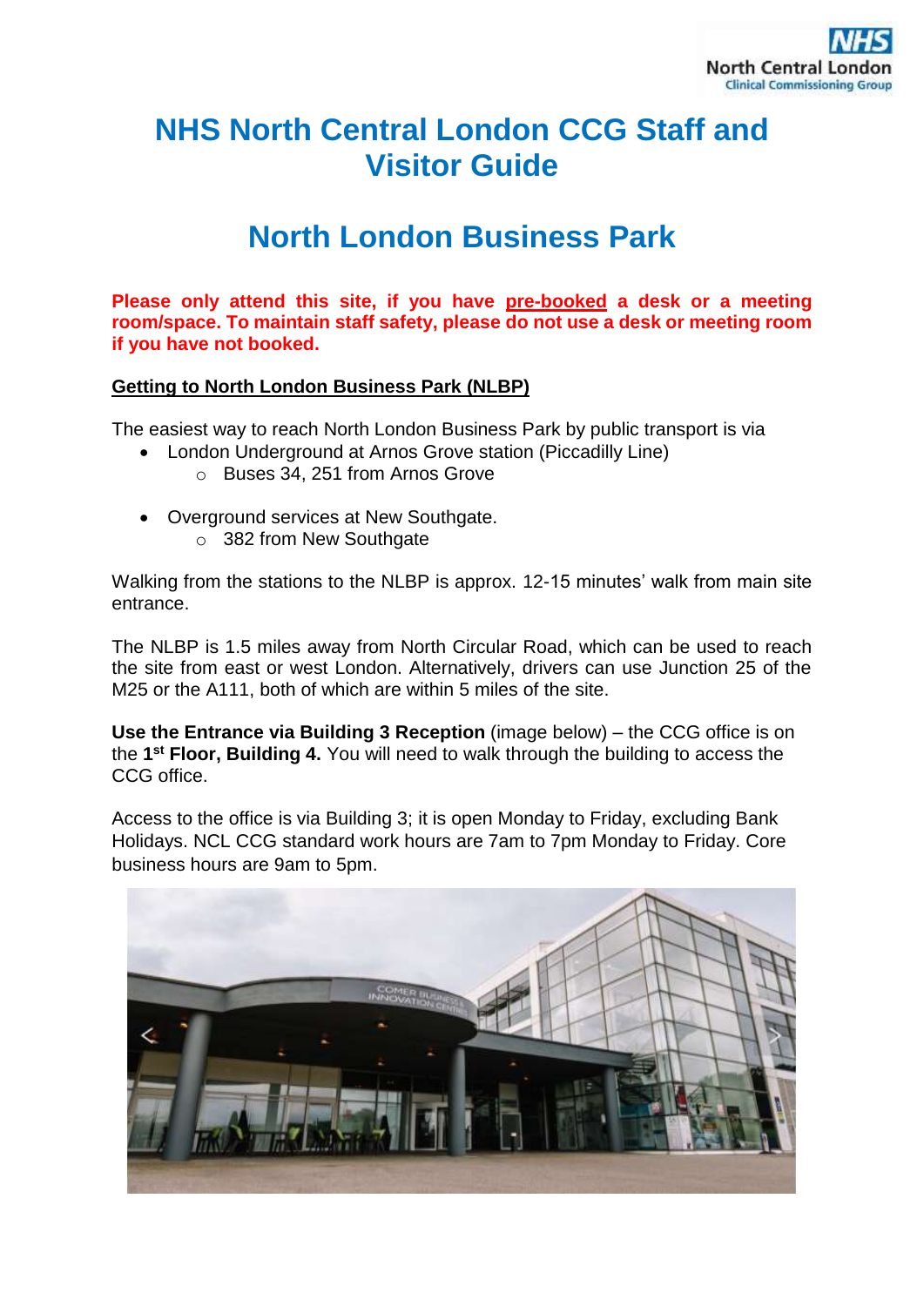# NHS North Central London CCG Staff and Visitor Guide

# North London Business Park

**Please only attend this site, if you have pre-booked a desk or a meeting room/space. To maintain staff safety, please do not use a desk or meeting room if you have not booked.**

**Getting to North London Business Park (NLBP)**

The easiest way to reach North London Business Park by public transport is via

- London Underground at Arnos Grove station (Piccadilly Line)
    - Buses 34, 251 from Arnos Grove
- Overground services at New Southgate.
    - 382 from New Southgate

Walking from the stations to the NLBP is approx. 12-15 minutes' walk from main site entrance.

The NLBP is 1.5 miles away from North Circular Road, which can be used to reach the site from east or west London. Alternatively, drivers can use Junction 25 of the M25 or the A111, both of which are within 5 miles of the site.

**Use the Entrance via Building 3 Reception** (image below) – the CCG office is on the **1st Floor, Building 4.** You will need to walk through the building to access the CCG office.

Access to the office is via Building 3; it is open Monday to Friday, excluding Bank Holidays. NCL CCG standard work hours are 7am to 7pm Monday to Friday. Core business hours are 9am to 5pm.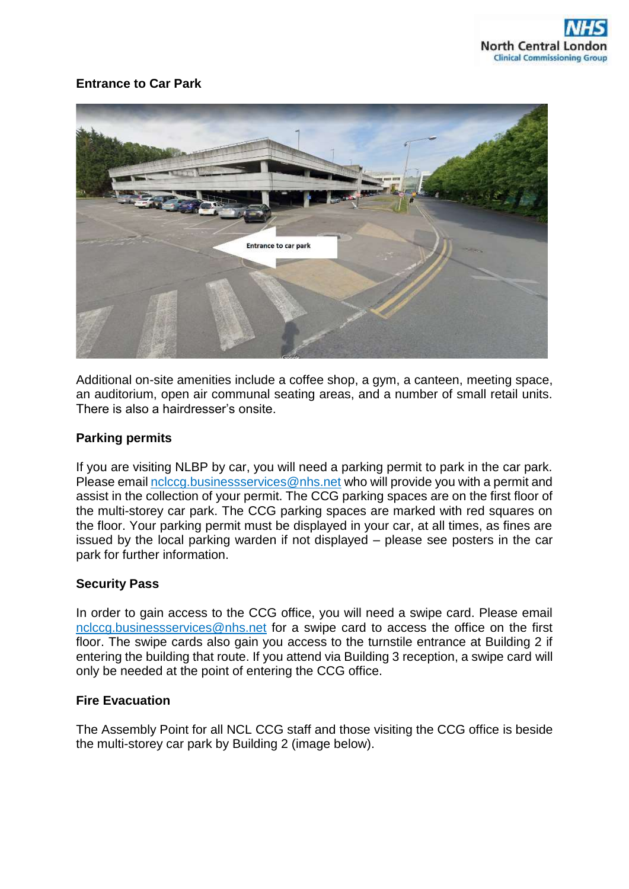**Entrance to Car Park**

Additional on-site amenities include a coffee shop, a gym, a canteen, meeting space, an auditorium, open air communal seating areas, and a number of small retail units. There is also a hairdresser's onsite.

**Parking permits**

If you are visiting NLBP by car, you will need a parking permit to park in the car park. Please email nclccg.businessservices@nhs.net who will provide you with a permit and assist in the collection of your permit. The CCG parking spaces are on the first floor of the multi-storey car park. The CCG parking spaces are marked with red squares on the floor. Your parking permit must be displayed in your car, at all times, as fines are issued by the local parking warden if not displayed – please see posters in the car park for further information.

**Security Pass**

In order to gain access to the CCG office, you will need a swipe card. Please email nclccg.businessservices@nhs.net for a swipe card to access the office on the first floor. The swipe cards also gain you access to the turnstile entrance at Building 2 if entering the building that route. If you attend via Building 3 reception, a swipe card will only be needed at the point of entering the CCG office.

**Fire Evacuation**

The Assembly Point for all NCL CCG staff and those visiting the CCG office is beside the multi-storey car park by Building 2 (image below).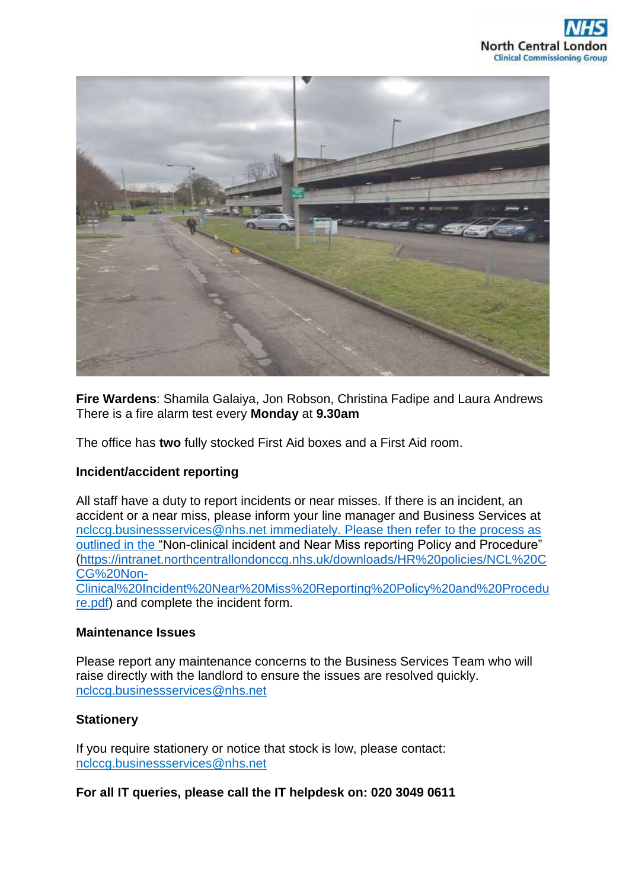**Fire Wardens**: Shamila Galaiya, Jon Robson, Christina Fadipe and Laura Andrews
There is a fire alarm test every **Monday** at **9.30am**

The office has **two** fully stocked First Aid boxes and a First Aid room.

**Incident/accident reporting**

All staff have a duty to report incidents or near misses. If there is an incident, an accident or a near miss, please inform your line manager and Business Services at nclccg.businessservices@nhs.net immediately. Please then refer to the process as outlined in the "Non-clinical incident and Near Miss reporting Policy and Procedure" (https://intranet.northcentrallondonccg.nhs.uk/downloads/HR%20policies/NCL%20CCG%20Non-Clinical%20Incident%20Near%20Miss%20Reporting%20Policy%20and%20Procedure.pdf) and complete the incident form.

**Maintenance Issues**

Please report any maintenance concerns to the Business Services Team who will raise directly with the landlord to ensure the issues are resolved quickly.
nclccg.businessservices@nhs.net

**Stationery**

If you require stationery or notice that stock is low, please contact:
nclccg.businessservices@nhs.net

**For all IT queries, please call the IT helpdesk on: 020 3049 0611**